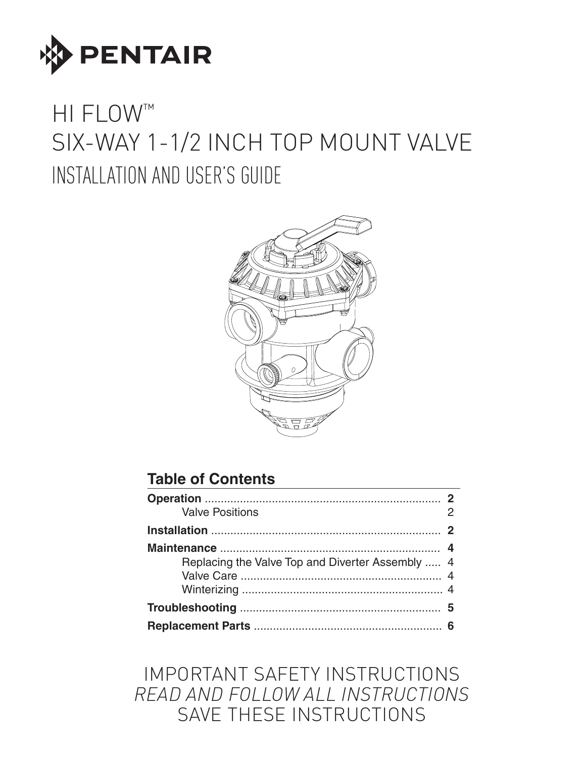PENTAIR

# HI FLOW™ SIX-WAY 1-1/2 INCH TOP MOUNT VALVE

## INSTALLATION AND USER'S GUIDE

## Table of Contents

| | |
|---|---|
| **Operation** | **2** |
| Valve Positions | 2 |
| **Installation** | **2** |
| **Maintenance** | **4** |
| Replacing the Valve Top and Diverter Assembly | 4 |
| Valve Care | 4 |
| Winterizing | 4 |
| **Troubleshooting** | **5** |
| **Replacement Parts** | **6** |

IMPORTANT SAFETY INSTRUCTIONS

*READ AND FOLLOW ALL INSTRUCTIONS*

SAVE THESE INSTRUCTIONS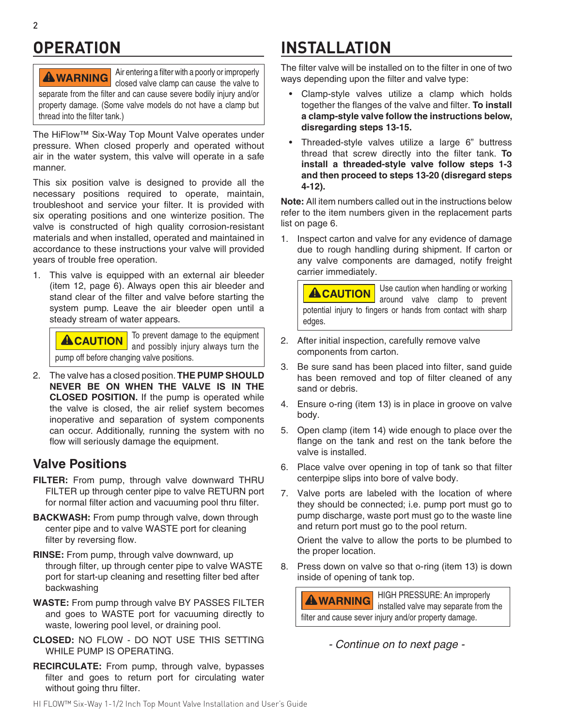# OPERATION

> **⚠WARNING** Air entering a filter with a poorly or improperly closed valve clamp can cause the valve to separate from the filter and can cause severe bodily injury and/or property damage. (Some valve models do not have a clamp but thread into the filter tank.)

The HiFlow™ Six-Way Top Mount Valve operates under pressure. When closed properly and operated without air in the water system, this valve will operate in a safe manner.

This six position valve is designed to provide all the necessary positions required to operate, maintain, troubleshoot and service your filter. It is provided with six operating positions and one winterize position. The valve is constructed of high quality corrosion-resistant materials and when installed, operated and maintained in accordance to these instructions your valve will provided years of trouble free operation.

1. This valve is equipped with an external air bleeder (item 12, page 6). Always open this air bleeder and stand clear of the filter and valve before starting the system pump. Leave the air bleeder open until a steady stream of water appears.

   > **⚠CAUTION** To prevent damage to the equipment and possibly injury always turn the pump off before changing valve positions.

2. The valve has a closed position. **THE PUMP SHOULD NEVER BE ON WHEN THE VALVE IS IN THE CLOSED POSITION.** If the pump is operated while the valve is closed, the air relief system becomes inoperative and separation of system components can occur. Additionally, running the system with no flow will seriously damage the equipment.

## Valve Positions

**FILTER:** From pump, through valve downward THRU FILTER up through center pipe to valve RETURN port for normal filter action and vacuuming pool thru filter.

**BACKWASH:** From pump through valve, down through center pipe and to valve WASTE port for cleaning filter by reversing flow.

**RINSE:** From pump, through valve downward, up through filter, up through center pipe to valve WASTE port for start-up cleaning and resetting filter bed after backwashing

**WASTE:** From pump through valve BY PASSES FILTER and goes to WASTE port for vacuuming directly to waste, lowering pool level, or draining pool.

**CLOSED:** NO FLOW - DO NOT USE THIS SETTING WHILE PUMP IS OPERATING.

**RECIRCULATE:** From pump, through valve, bypasses filter and goes to return port for circulating water without going thru filter.

# INSTALLATION

The filter valve will be installed on to the filter in one of two ways depending upon the filter and valve type:

- Clamp-style valves utilize a clamp which holds together the flanges of the valve and filter. **To install a clamp-style valve follow the instructions below, disregarding steps 13-15.**
- Threaded-style valves utilize a large 6" buttress thread that screw directly into the filter tank. **To install a threaded-style valve follow steps 1-3 and then proceed to steps 13-20 (disregard steps 4-12).**

**Note:** All item numbers called out in the instructions below refer to the item numbers given in the replacement parts list on page 6.

1. Inspect carton and valve for any evidence of damage due to rough handling during shipment. If carton or any valve components are damaged, notify freight carrier immediately.

   > **⚠CAUTION** Use caution when handling or working around valve clamp to prevent potential injury to fingers or hands from contact with sharp edges.

2. After initial inspection, carefully remove valve components from carton.
3. Be sure sand has been placed into filter, sand guide has been removed and top of filter cleaned of any sand or debris.
4. Ensure o-ring (item 13) is in place in groove on valve body.
5. Open clamp (item 14) wide enough to place over the flange on the tank and rest on the tank before the valve is installed.
6. Place valve over opening in top of tank so that filter centerpipe slips into bore of valve body.
7. Valve ports are labeled with the location of where they should be connected; i.e. pump port must go to pump discharge, waste port must go to the waste line and return port must go to the pool return.

   Orient the valve to allow the ports to be plumbed to the proper location.
8. Press down on valve so that o-ring (item 13) is down inside of opening of tank top.

   > **⚠WARNING** HIGH PRESSURE: An improperly installed valve may separate from the filter and cause sever injury and/or property damage.

*- Continue on to next page -*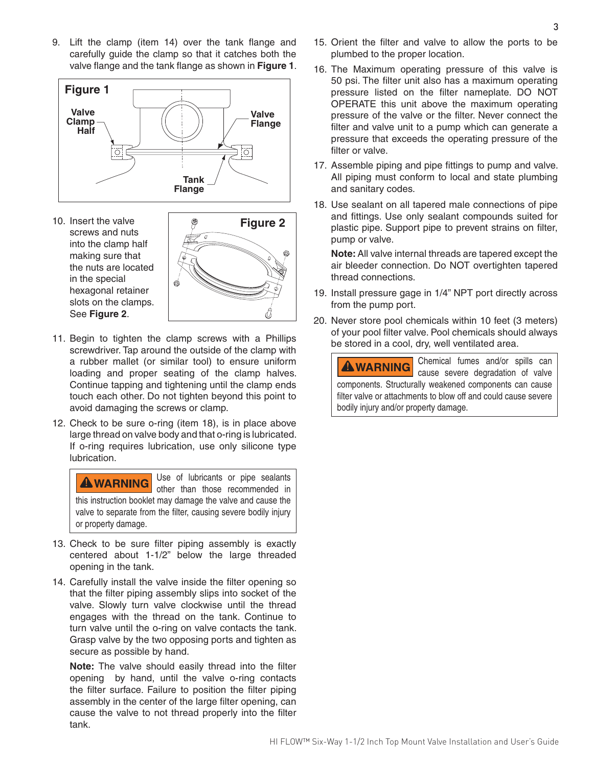9. Lift the clamp (item 14) over the tank flange and carefully guide the clamp so that it catches both the valve flange and the tank flange as shown in **Figure 1**.

**Figure 1**

Valve Clamp Half — Valve Flange — Tank Flange

10. Insert the valve screws and nuts into the clamp half making sure that the nuts are located in the special hexagonal retainer slots on the clamps. See **Figure 2**.

**Figure 2**

11. Begin to tighten the clamp screws with a Phillips screwdriver. Tap around the outside of the clamp with a rubber mallet (or similar tool) to ensure uniform loading and proper seating of the clamp halves. Continue tapping and tightening until the clamp ends touch each other. Do not tighten beyond this point to avoid damaging the screws or clamp.

12. Check to be sure o-ring (item 18), is in place above large thread on valve body and that o-ring is lubricated. If o-ring requires lubrication, use only silicone type lubrication.

> **⚠WARNING** Use of lubricants or pipe sealants other than those recommended in this instruction booklet may damage the valve and cause the valve to separate from the filter, causing severe bodily injury or property damage.

13. Check to be sure filter piping assembly is exactly centered about 1-1/2" below the large threaded opening in the tank.

14. Carefully install the valve inside the filter opening so that the filter piping assembly slips into socket of the valve. Slowly turn valve clockwise until the thread engages with the thread on the tank. Continue to turn valve until the o-ring on valve contacts the tank. Grasp valve by the two opposing ports and tighten as secure as possible by hand.

    **Note:** The valve should easily thread into the filter opening by hand, until the valve o-ring contacts the filter surface. Failure to position the filter piping assembly in the center of the large filter opening, can cause the valve to not thread properly into the filter tank.

15. Orient the filter and valve to allow the ports to be plumbed to the proper location.

16. The Maximum operating pressure of this valve is 50 psi. The filter unit also has a maximum operating pressure listed on the filter nameplate. DO NOT OPERATE this unit above the maximum operating pressure of the valve or the filter. Never connect the filter and valve unit to a pump which can generate a pressure that exceeds the operating pressure of the filter or valve.

17. Assemble piping and pipe fittings to pump and valve. All piping must conform to local and state plumbing and sanitary codes.

18. Use sealant on all tapered male connections of pipe and fittings. Use only sealant compounds suited for plastic pipe. Support pipe to prevent strains on filter, pump or valve.

    **Note:** All valve internal threads are tapered except the air bleeder connection. Do NOT overtighten tapered thread connections.

19. Install pressure gage in 1/4" NPT port directly across from the pump port.

20. Never store pool chemicals within 10 feet (3 meters) of your pool filter valve. Pool chemicals should always be stored in a cool, dry, well ventilated area.

> **⚠WARNING** Chemical fumes and/or spills can cause severe degradation of valve components. Structurally weakened components can cause filter valve or attachments to blow off and could cause severe bodily injury and/or property damage.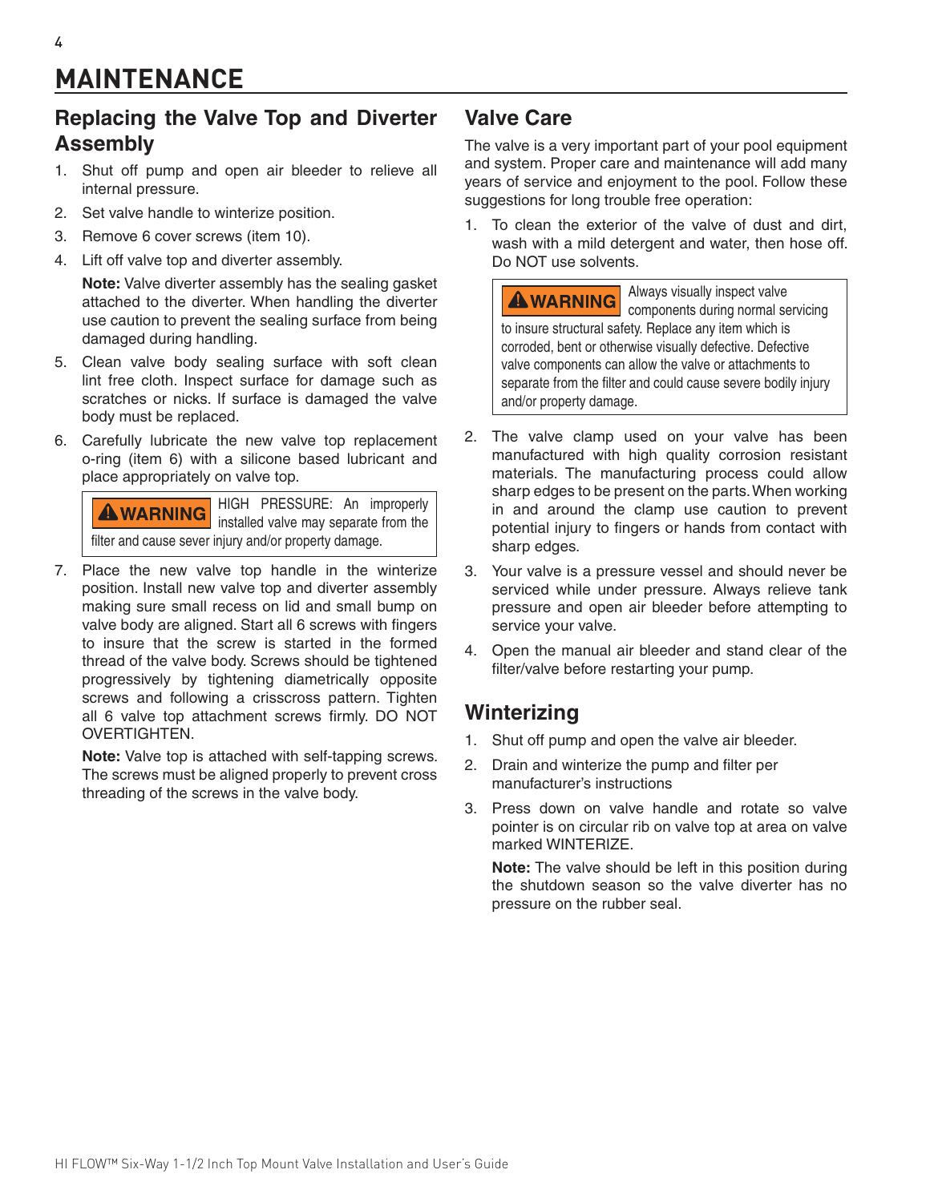# MAINTENANCE

## Replacing the Valve Top and Diverter Assembly

1. Shut off pump and open air bleeder to relieve all internal pressure.
2. Set valve handle to winterize position.
3. Remove 6 cover screws (item 10).
4. Lift off valve top and diverter assembly.

   **Note:** Valve diverter assembly has the sealing gasket attached to the diverter. When handling the diverter use caution to prevent the sealing surface from being damaged during handling.

5. Clean valve body sealing surface with soft clean lint free cloth. Inspect surface for damage such as scratches or nicks. If surface is damaged the valve body must be replaced.
6. Carefully lubricate the new valve top replacement o-ring (item 6) with a silicone based lubricant and place appropriately on valve top.

   > **⚠WARNING** HIGH PRESSURE: An improperly installed valve may separate from the filter and cause sever injury and/or property damage.

7. Place the new valve top handle in the winterize position. Install new valve top and diverter assembly making sure small recess on lid and small bump on valve body are aligned. Start all 6 screws with fingers to insure that the screw is started in the formed thread of the valve body. Screws should be tightened progressively by tightening diametrically opposite screws and following a crisscross pattern. Tighten all 6 valve top attachment screws firmly. DO NOT OVERTIGHTEN.

   **Note:** Valve top is attached with self-tapping screws. The screws must be aligned properly to prevent cross threading of the screws in the valve body.

## Valve Care

The valve is a very important part of your pool equipment and system. Proper care and maintenance will add many years of service and enjoyment to the pool. Follow these suggestions for long trouble free operation:

1. To clean the exterior of the valve of dust and dirt, wash with a mild detergent and water, then hose off. Do NOT use solvents.

   > **⚠WARNING** Always visually inspect valve components during normal servicing to insure structural safety. Replace any item which is corroded, bent or otherwise visually defective. Defective valve components can allow the valve or attachments to separate from the filter and could cause severe bodily injury and/or property damage.

2. The valve clamp used on your valve has been manufactured with high quality corrosion resistant materials. The manufacturing process could allow sharp edges to be present on the parts. When working in and around the clamp use caution to prevent potential injury to fingers or hands from contact with sharp edges.
3. Your valve is a pressure vessel and should never be serviced while under pressure. Always relieve tank pressure and open air bleeder before attempting to service your valve.
4. Open the manual air bleeder and stand clear of the filter/valve before restarting your pump.

## Winterizing

1. Shut off pump and open the valve air bleeder.
2. Drain and winterize the pump and filter per manufacturer's instructions
3. Press down on valve handle and rotate so valve pointer is on circular rib on valve top at area on valve marked WINTERIZE.

   **Note:** The valve should be left in this position during the shutdown season so the valve diverter has no pressure on the rubber seal.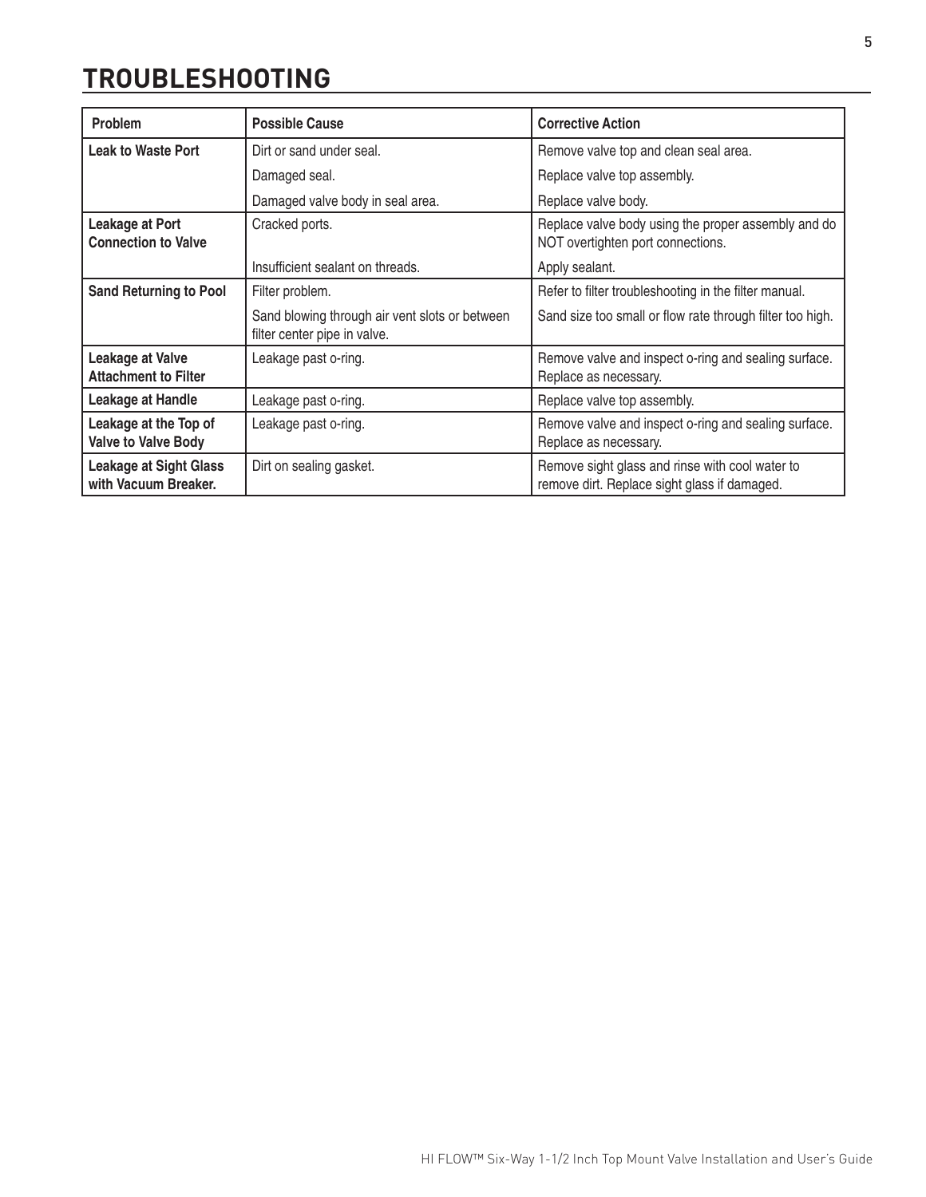# TROUBLESHOOTING

| Problem | Possible Cause | Corrective Action |
|---|---|---|
| **Leak to Waste Port** | Dirt or sand under seal. | Remove valve top and clean seal area. |
| | Damaged seal. | Replace valve top assembly. |
| | Damaged valve body in seal area. | Replace valve body. |
| **Leakage at Port Connection to Valve** | Cracked ports. | Replace valve body using the proper assembly and do NOT overtighten port connections. |
| | Insufficient sealant on threads. | Apply sealant. |
| **Sand Returning to Pool** | Filter problem. | Refer to filter troubleshooting in the filter manual. |
| | Sand blowing through air vent slots or between filter center pipe in valve. | Sand size too small or flow rate through filter too high. |
| **Leakage at Valve Attachment to Filter** | Leakage past o-ring. | Remove valve and inspect o-ring and sealing surface. Replace as necessary. |
| **Leakage at Handle** | Leakage past o-ring. | Replace valve top assembly. |
| **Leakage at the Top of Valve to Valve Body** | Leakage past o-ring. | Remove valve and inspect o-ring and sealing surface. Replace as necessary. |
| **Leakage at Sight Glass with Vacuum Breaker.** | Dirt on sealing gasket. | Remove sight glass and rinse with cool water to remove dirt. Replace sight glass if damaged. |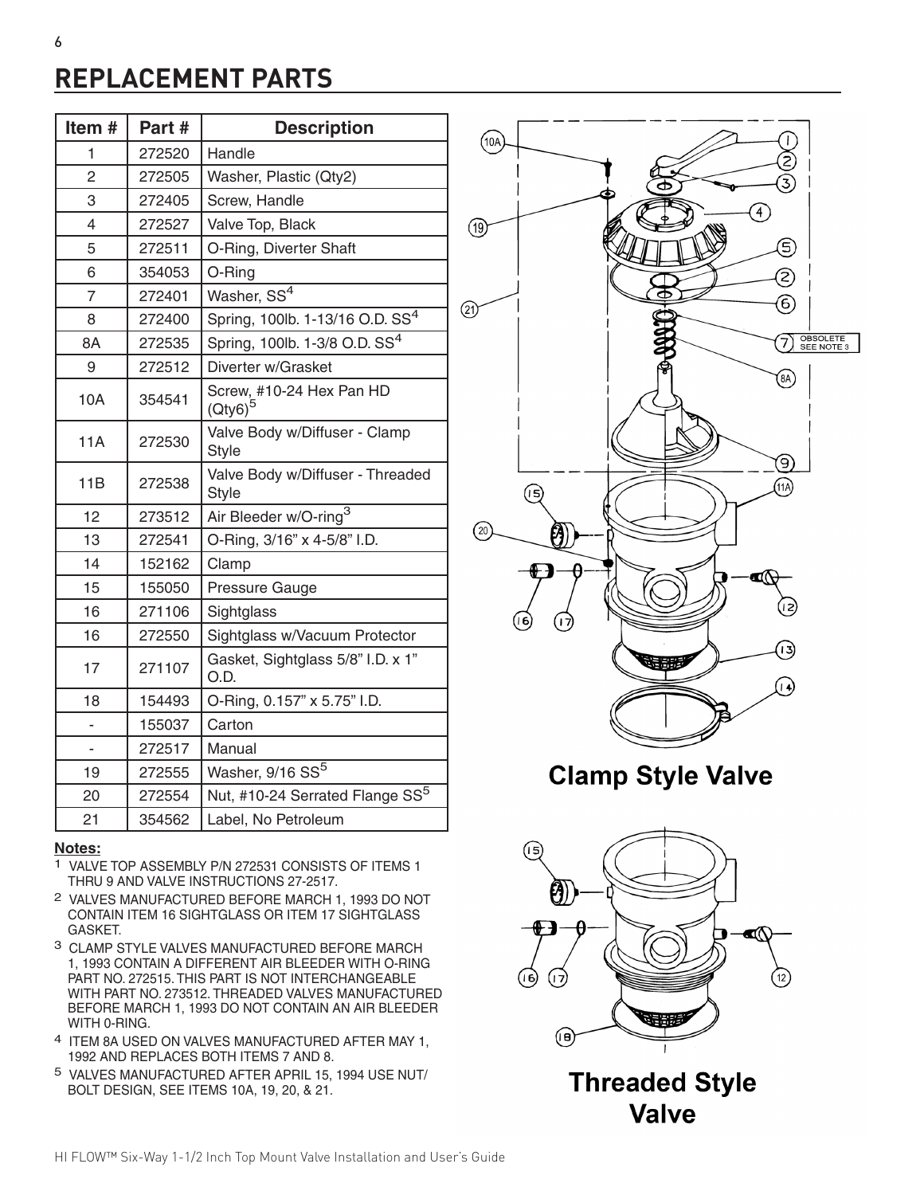# REPLACEMENT PARTS

| Item # | Part # | Description |
|---|---|---|
| 1 | 272520 | Handle |
| 2 | 272505 | Washer, Plastic (Qty2) |
| 3 | 272405 | Screw, Handle |
| 4 | 272527 | Valve Top, Black |
| 5 | 272511 | O-Ring, Diverter Shaft |
| 6 | 354053 | O-Ring |
| 7 | 272401 | Washer, SS[4] |
| 8 | 272400 | Spring, 100lb. 1-13/16 O.D. SS[4] |
| 8A | 272535 | Spring, 100lb. 1-3/8 O.D. SS[4] |
| 9 | 272512 | Diverter w/Grasket |
| 10A | 354541 | Screw, #10-24 Hex Pan HD (Qty6)[5] |
| 11A | 272530 | Valve Body w/Diffuser - Clamp Style |
| 11B | 272538 | Valve Body w/Diffuser - Threaded Style |
| 12 | 273512 | Air Bleeder w/O-ring[3] |
| 13 | 272541 | O-Ring, 3/16" x 4-5/8" I.D. |
| 14 | 152162 | Clamp |
| 15 | 155050 | Pressure Gauge |
| 16 | 271106 | Sightglass |
| 16 | 272550 | Sightglass w/Vacuum Protector |
| 17 | 271107 | Gasket, Sightglass 5/8" I.D. x 1" O.D. |
| 18 | 154493 | O-Ring, 0.157" x 5.75" I.D. |
| - | 155037 | Carton |
| - | 272517 | Manual |
| 19 | 272555 | Washer, 9/16 SS[5] |
| 20 | 272554 | Nut, #10-24 Serrated Flange SS[5] |
| 21 | 354562 | Label, No Petroleum |

**Notes:**

1 VALVE TOP ASSEMBLY P/N 272531 CONSISTS OF ITEMS 1 THRU 9 AND VALVE INSTRUCTIONS 27-2517.

2 VALVES MANUFACTURED BEFORE MARCH 1, 1993 DO NOT CONTAIN ITEM 16 SIGHTGLASS OR ITEM 17 SIGHTGLASS GASKET.

3 CLAMP STYLE VALVES MANUFACTURED BEFORE MARCH 1, 1993 CONTAIN A DIFFERENT AIR BLEEDER WITH O-RING PART NO. 272515. THIS PART IS NOT INTERCHANGEABLE WITH PART NO. 273512. THREADED VALVES MANUFACTURED BEFORE MARCH 1, 1993 DO NOT CONTAIN AN AIR BLEEDER WITH 0-RING.

4 ITEM 8A USED ON VALVES MANUFACTURED AFTER MAY 1, 1992 AND REPLACES BOTH ITEMS 7 AND 8.

5 VALVES MANUFACTURED AFTER APRIL 15, 1994 USE NUT/BOLT DESIGN, SEE ITEMS 10A, 19, 20, & 21.

7 OBSOLETE SEE NOTE 3

**Clamp Style Valve**

**Threaded Style Valve**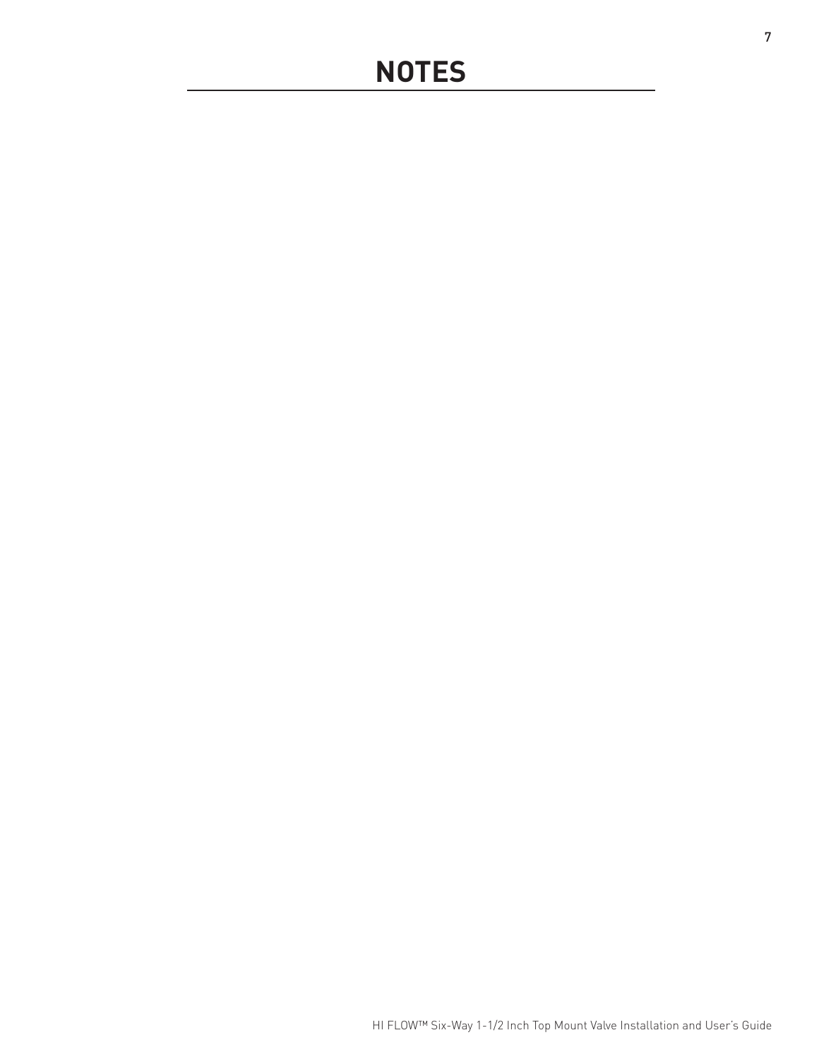# NOTES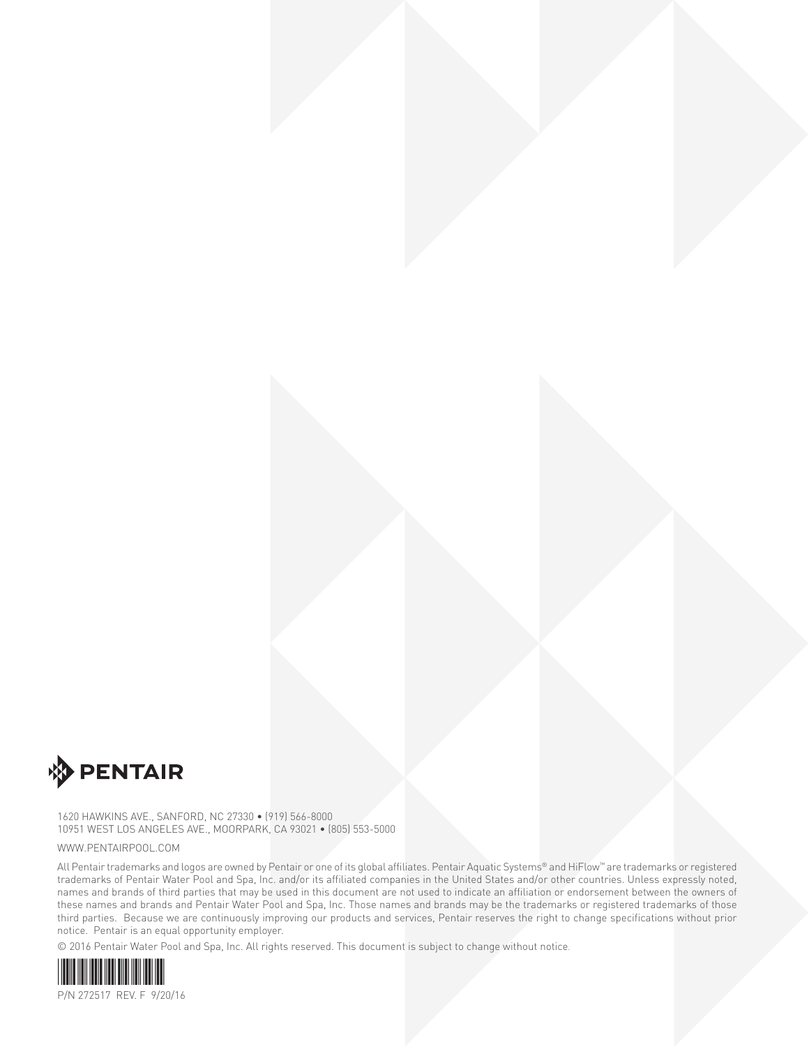PENTAIR

1620 HAWKINS AVE., SANFORD, NC 27330 • (919) 566-8000
10951 WEST LOS ANGELES AVE., MOORPARK, CA 93021 • (805) 553-5000

WWW.PENTAIRPOOL.COM

All Pentair trademarks and logos are owned by Pentair or one of its global affiliates. Pentair Aquatic Systems® and HiFlow™ are trademarks or registered trademarks of Pentair Water Pool and Spa, Inc. and/or its affiliated companies in the United States and/or other countries. Unless expressly noted, names and brands of third parties that may be used in this document are not used to indicate an affiliation or endorsement between the owners of these names and brands and Pentair Water Pool and Spa, Inc. Those names and brands may be the trademarks or registered trademarks of those third parties. Because we are continuously improving our products and services, Pentair reserves the right to change specifications without prior notice. Pentair is an equal opportunity employer.

© 2016 Pentair Water Pool and Spa, Inc. All rights reserved. This document is subject to change without notice.

P/N 272517 REV. F 9/20/16